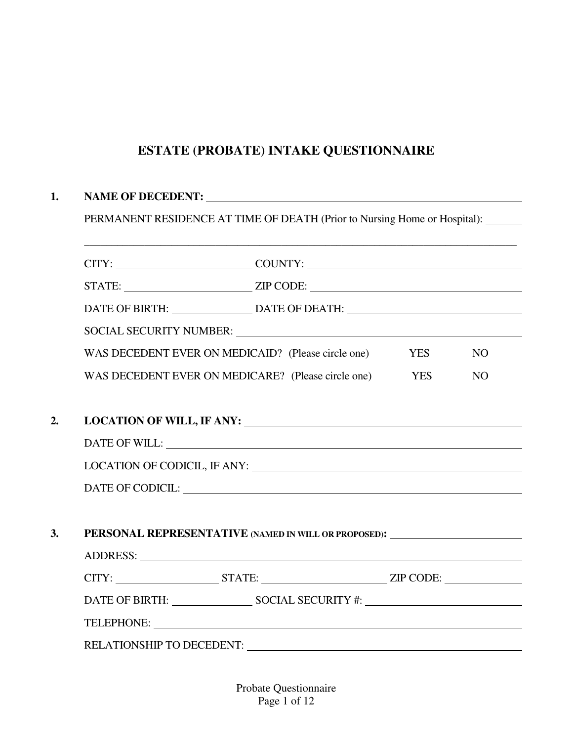# ESTATE (PROBATE) INTAKE QUESTIONNAIRE

**1. NAME OF DECEDENT:** ______________________________

PERMANENT RESIDENCE AT TIME OF DEATH (Prior to Nursing Home or Hospital): ______

______________________________________________________________

CITY: ____________________ COUNTY: ______________________________

STATE: ____________________ ZIP CODE: ______________________________

DATE OF BIRTH: ____________ DATE OF DEATH: ______________________

SOCIAL SECURITY NUMBER: ______________________________

WAS DECEDENT EVER ON MEDICAID? (Please circle one) YES NO

WAS DECEDENT EVER ON MEDICARE? (Please circle one) YES NO

**2. LOCATION OF WILL, IF ANY:** ______________________________

DATE OF WILL: ______________________________

LOCATION OF CODICIL, IF ANY: ______________________________

DATE OF CODICIL: ______________________________

**3. PERSONAL REPRESENTATIVE** **(NAMED IN WILL OR PROPOSED):** ____________________

ADDRESS: ______________________________

CITY: ________________ STATE: ____________________ ZIP CODE: ____________

DATE OF BIRTH: ____________ SOCIAL SECURITY #: ______________________

TELEPHONE: ______________________________

RELATIONSHIP TO DECEDENT: ______________________________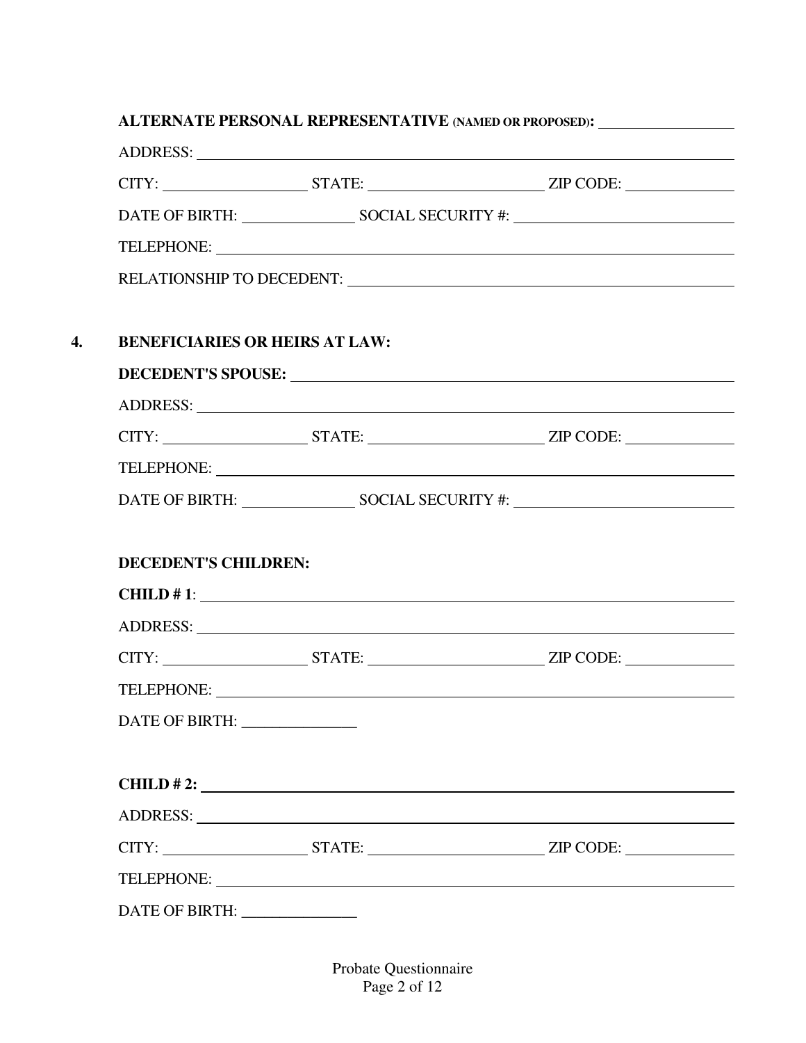**ALTERNATE PERSONAL REPRESENTATIVE (NAMED OR PROPOSED):** ____________________

ADDRESS: ____________________________________________________________

CITY: ____________________ STATE: ________________________ ZIP CODE: ______________

DATE OF BIRTH: _______________ SOCIAL SECURITY #: ____________________________

TELEPHONE: ____________________________________________________________

RELATIONSHIP TO DECEDENT: ________________________________________________

**4. BENEFICIARIES OR HEIRS AT LAW:**

**DECEDENT'S SPOUSE:** ____________________________________________________

ADDRESS: ____________________________________________________________

CITY: ____________________ STATE: ________________________ ZIP CODE: ______________

TELEPHONE: ____________________________________________________________

DATE OF BIRTH: _______________ SOCIAL SECURITY #: ____________________________

**DECEDENT'S CHILDREN:**

**CHILD # 1**: ____________________________________________________________

ADDRESS: ____________________________________________________________

CITY: ____________________ STATE: ________________________ ZIP CODE: ______________

TELEPHONE: ____________________________________________________________

DATE OF BIRTH: _______________

**CHILD # 2:** ____________________________________________________________

ADDRESS: ____________________________________________________________

CITY: ____________________ STATE: ________________________ ZIP CODE: ______________

TELEPHONE: ____________________________________________________________

DATE OF BIRTH: _______________

Probate Questionnaire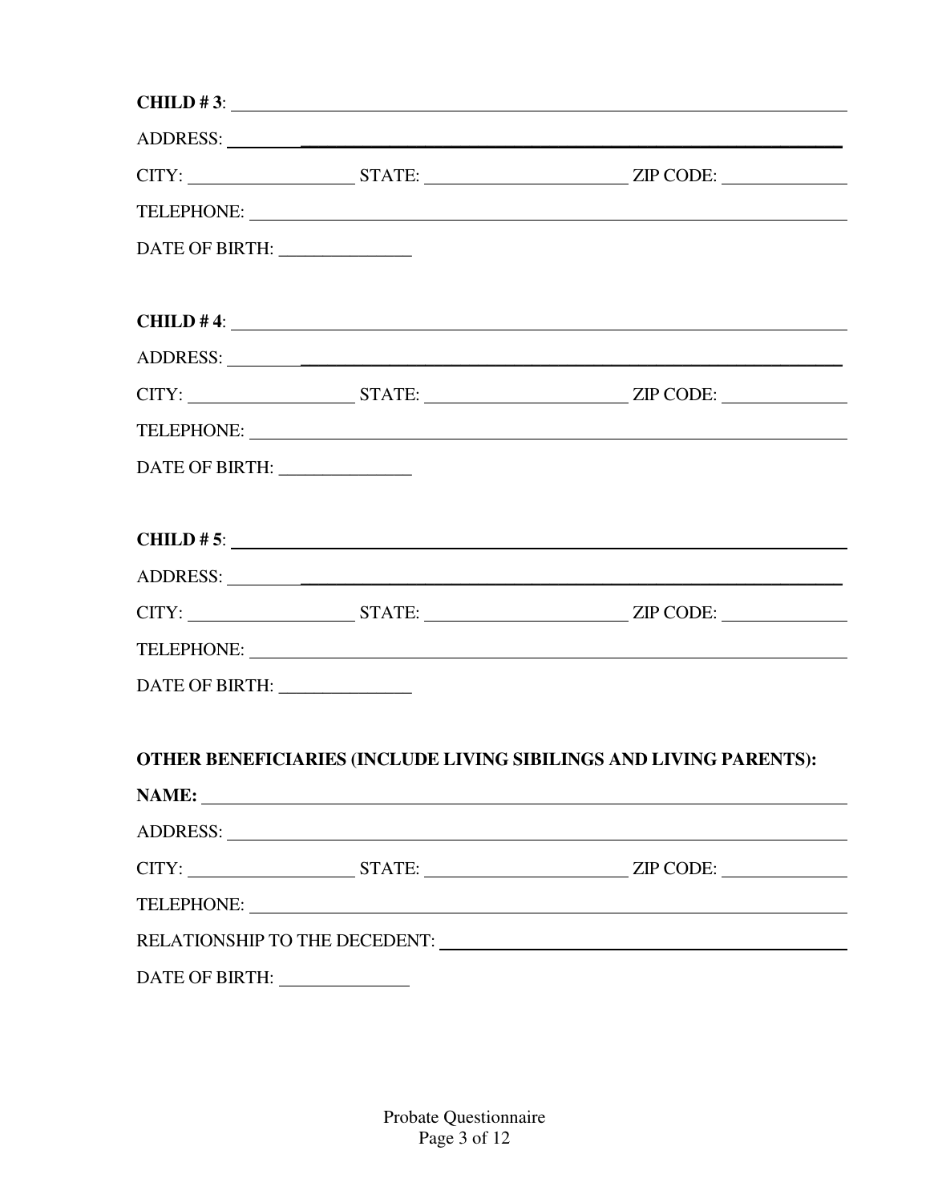**CHILD # 3**: ______________________________________________________________

ADDRESS: ____________________________________________________________

CITY: __________________ STATE: ______________________ ZIP CODE: _____________

TELEPHONE: __________________________________________________________

DATE OF BIRTH: ______________

**CHILD # 4**: ______________________________________________________________

ADDRESS: ____________________________________________________________

CITY: __________________ STATE: ______________________ ZIP CODE: _____________

TELEPHONE: __________________________________________________________

DATE OF BIRTH: ______________

**CHILD # 5**: ______________________________________________________________

ADDRESS: ____________________________________________________________

CITY: __________________ STATE: ______________________ ZIP CODE: _____________

TELEPHONE: __________________________________________________________

DATE OF BIRTH: ______________

**OTHER BENEFICIARIES (INCLUDE LIVING SIBILINGS AND LIVING PARENTS):**

**NAME:** ____________________________________________________________

ADDRESS: ____________________________________________________________

CITY: __________________ STATE: ______________________ ZIP CODE: _____________

TELEPHONE: __________________________________________________________

RELATIONSHIP TO THE DECEDENT: ______________________________________

DATE OF BIRTH: ______________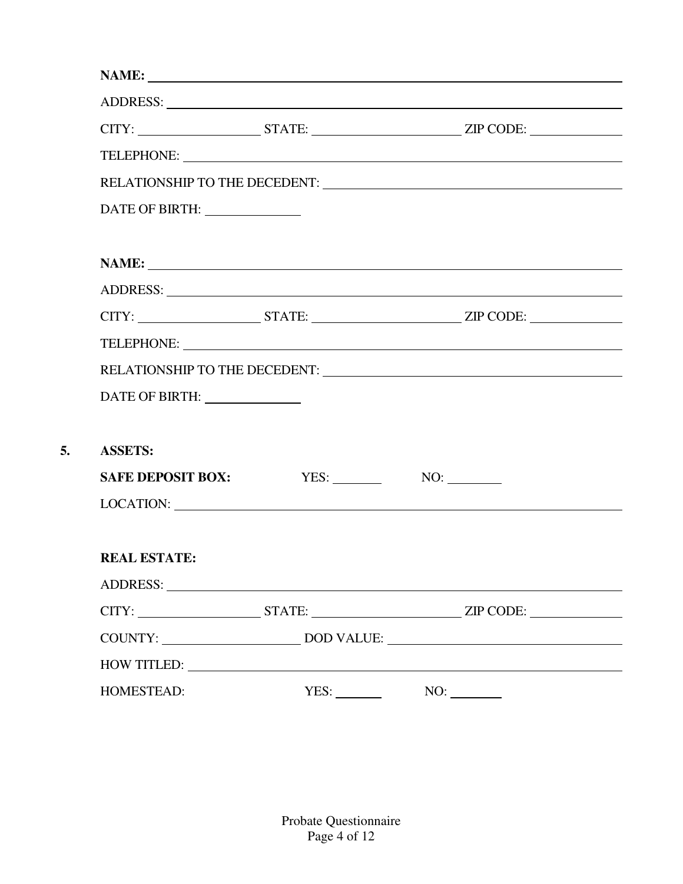**NAME:** ______________________________________________

ADDRESS: ______________________________________________

CITY: ____________ STATE: ______________ ZIP CODE: ________

TELEPHONE: ______________________________________________

RELATIONSHIP TO THE DECEDENT: ____________________________

DATE OF BIRTH: ________

**NAME:** ______________________________________________

ADDRESS: ______________________________________________

CITY: ____________ STATE: ______________ ZIP CODE: ________

TELEPHONE: ______________________________________________

RELATIONSHIP TO THE DECEDENT: ____________________________

DATE OF BIRTH: ________

## 5. ASSETS:

**SAFE DEPOSIT BOX:** YES: ______ NO: ______

LOCATION: ______________________________________________

**REAL ESTATE:**

ADDRESS: ______________________________________________

CITY: ____________ STATE: ______________ ZIP CODE: ________

COUNTY: ______________ DOD VALUE: ______________________

HOW TITLED: ____________________________________________

HOMESTEAD: YES: ______ NO: ______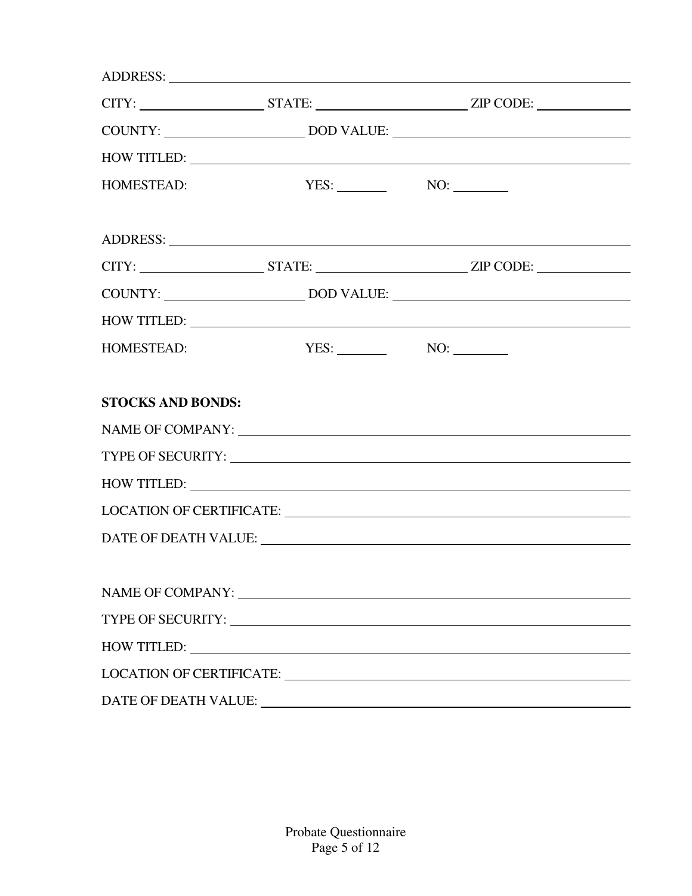ADDRESS: ______________________________________________________________

CITY: ____________________ STATE: ________________________ ZIP CODE: ______________

COUNTY: ______________________ DOD VALUE: ____________________________________

HOW TITLED: ___________________________________________________________

HOMESTEAD: YES: ________ NO: ________

ADDRESS: ______________________________________________________________

CITY: ____________________ STATE: ________________________ ZIP CODE: ______________

COUNTY: ______________________ DOD VALUE: ____________________________________

HOW TITLED: ___________________________________________________________

HOMESTEAD: YES: ________ NO: ________

**STOCKS AND BONDS:**

NAME OF COMPANY: ______________________________________________________

TYPE OF SECURITY: ______________________________________________________

HOW TITLED: ___________________________________________________________

LOCATION OF CERTIFICATE: ________________________________________________

DATE OF DEATH VALUE: ___________________________________________________

NAME OF COMPANY: ______________________________________________________

TYPE OF SECURITY: ______________________________________________________

HOW TITLED: ___________________________________________________________

LOCATION OF CERTIFICATE: ________________________________________________

DATE OF DEATH VALUE: ___________________________________________________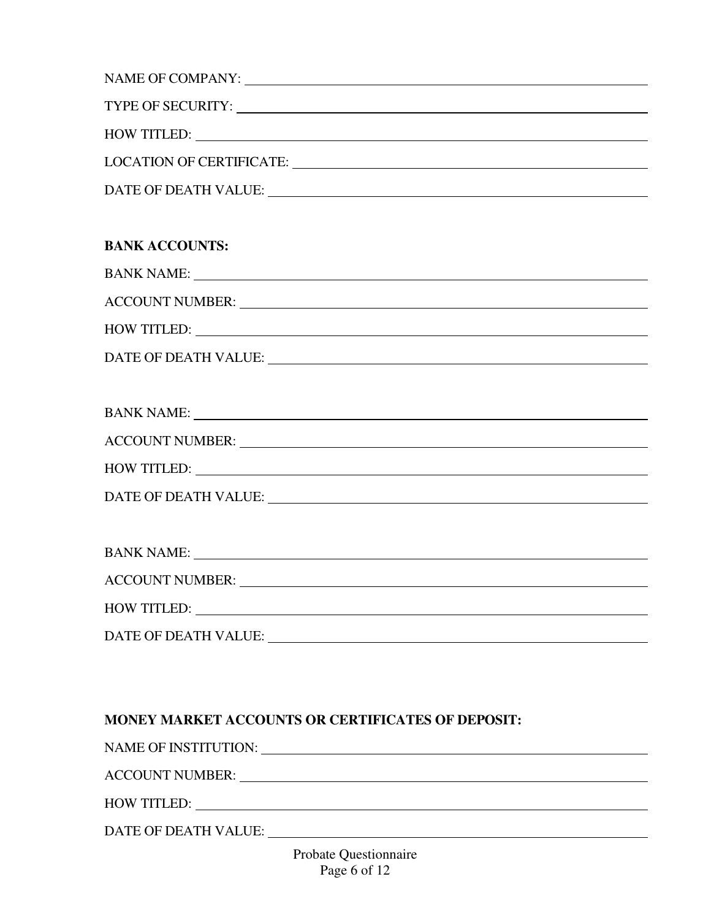NAME OF COMPANY: ______________________________________________

TYPE OF SECURITY: ______________________________________________

HOW TITLED: ______________________________________________

LOCATION OF CERTIFICATE: ______________________________________________

DATE OF DEATH VALUE: ______________________________________________

**BANK ACCOUNTS:**

BANK NAME: ______________________________________________

ACCOUNT NUMBER: ______________________________________________

HOW TITLED: ______________________________________________

DATE OF DEATH VALUE: ______________________________________________

BANK NAME: ______________________________________________

ACCOUNT NUMBER: ______________________________________________

HOW TITLED: ______________________________________________

DATE OF DEATH VALUE: ______________________________________________

BANK NAME: ______________________________________________

ACCOUNT NUMBER: ______________________________________________

HOW TITLED: ______________________________________________

DATE OF DEATH VALUE: ______________________________________________

**MONEY MARKET ACCOUNTS OR CERTIFICATES OF DEPOSIT:**

NAME OF INSTITUTION: ______________________________________________

ACCOUNT NUMBER: ______________________________________________

HOW TITLED: ______________________________________________

DATE OF DEATH VALUE: ______________________________________________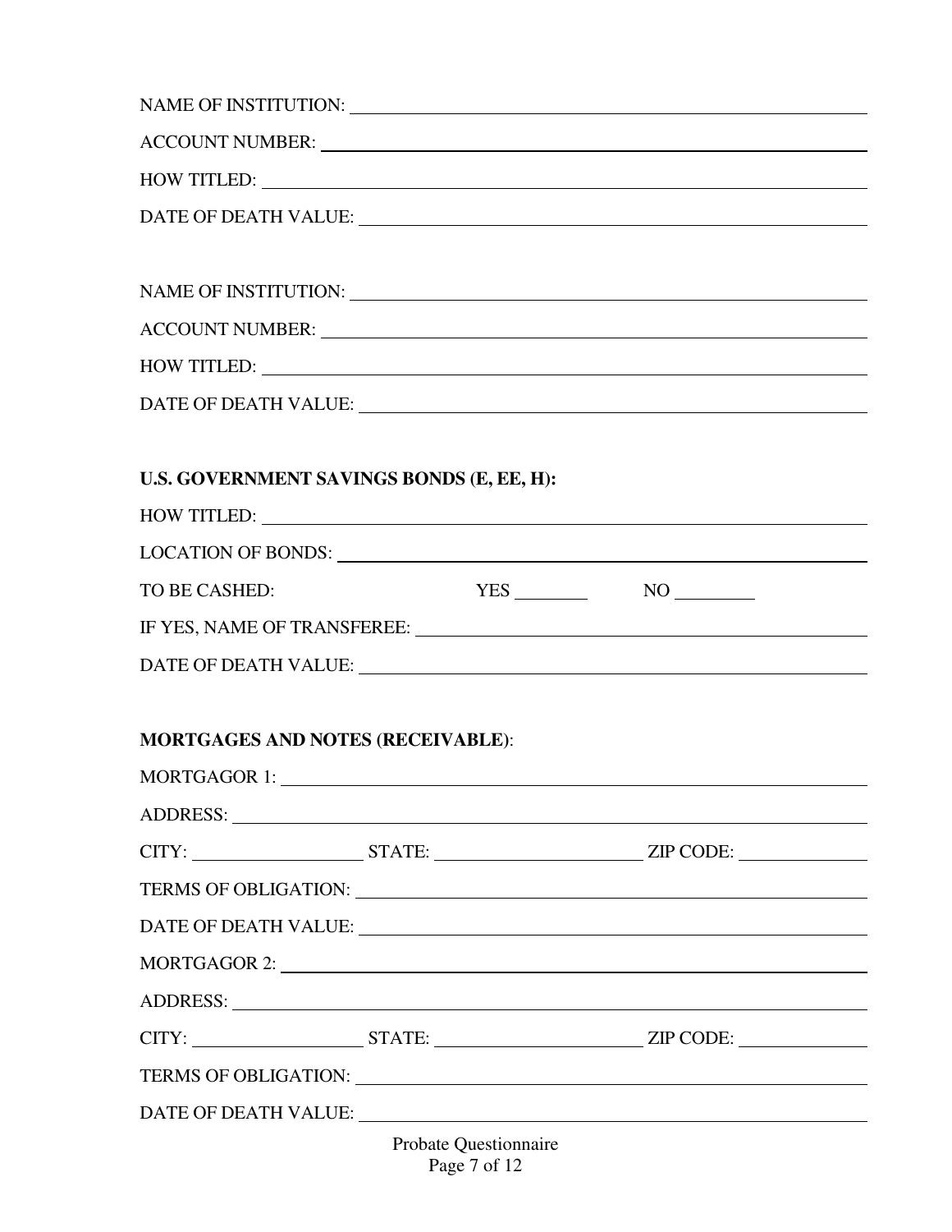NAME OF INSTITUTION: ______________________________________________

ACCOUNT NUMBER: ______________________________________________

HOW TITLED: ______________________________________________

DATE OF DEATH VALUE: ______________________________________________

NAME OF INSTITUTION: ______________________________________________

ACCOUNT NUMBER: ______________________________________________

HOW TITLED: ______________________________________________

DATE OF DEATH VALUE: ______________________________________________

**U.S. GOVERNMENT SAVINGS BONDS (E, EE, H):**

HOW TITLED: ______________________________________________

LOCATION OF BONDS: ______________________________________________

TO BE CASHED: YES ________ NO ________

IF YES, NAME OF TRANSFEREE: ______________________________________________

DATE OF DEATH VALUE: ______________________________________________

**MORTGAGES AND NOTES (RECEIVABLE)**:

MORTGAGOR 1: ______________________________________________

ADDRESS: ______________________________________________

CITY: ________________ STATE: ____________________ ZIP CODE: ____________

TERMS OF OBLIGATION: ______________________________________________

DATE OF DEATH VALUE: ______________________________________________

MORTGAGOR 2: ______________________________________________

ADDRESS: ______________________________________________

CITY: ________________ STATE: ____________________ ZIP CODE: ____________

TERMS OF OBLIGATION: ______________________________________________

DATE OF DEATH VALUE: ______________________________________________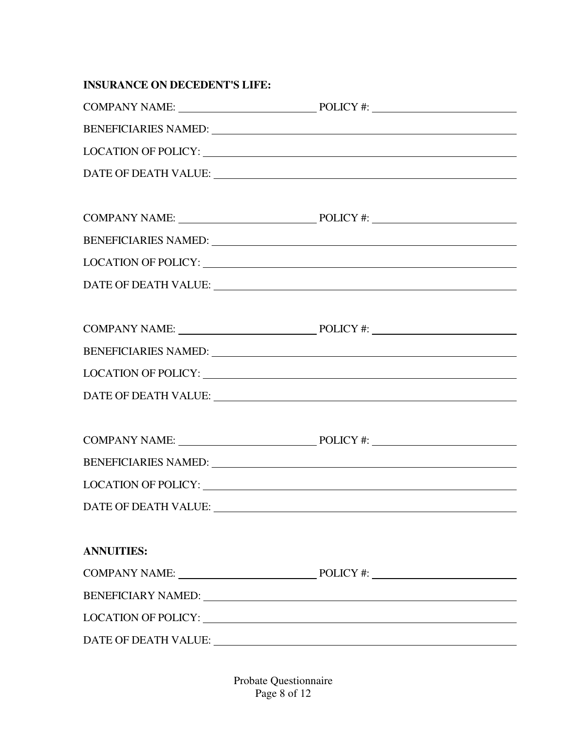**INSURANCE ON DECEDENT'S LIFE:**

COMPANY NAME: ________________________ POLICY #: ________________________

BENEFICIARIES NAMED: ________________________________________________

LOCATION OF POLICY: ________________________________________________

DATE OF DEATH VALUE: ________________________________________________

COMPANY NAME: ________________________ POLICY #: ________________________

BENEFICIARIES NAMED: ________________________________________________

LOCATION OF POLICY: ________________________________________________

DATE OF DEATH VALUE: ________________________________________________

COMPANY NAME: ________________________ POLICY #: ________________________

BENEFICIARIES NAMED: ________________________________________________

LOCATION OF POLICY: ________________________________________________

DATE OF DEATH VALUE: ________________________________________________

COMPANY NAME: ________________________ POLICY #: ________________________

BENEFICIARIES NAMED: ________________________________________________

LOCATION OF POLICY: ________________________________________________

DATE OF DEATH VALUE: ________________________________________________

**ANNUITIES:**

COMPANY NAME: ________________________ POLICY #: ________________________

BENEFICIARY NAMED: ________________________________________________

LOCATION OF POLICY: ________________________________________________

DATE OF DEATH VALUE: ________________________________________________

Probate Questionnaire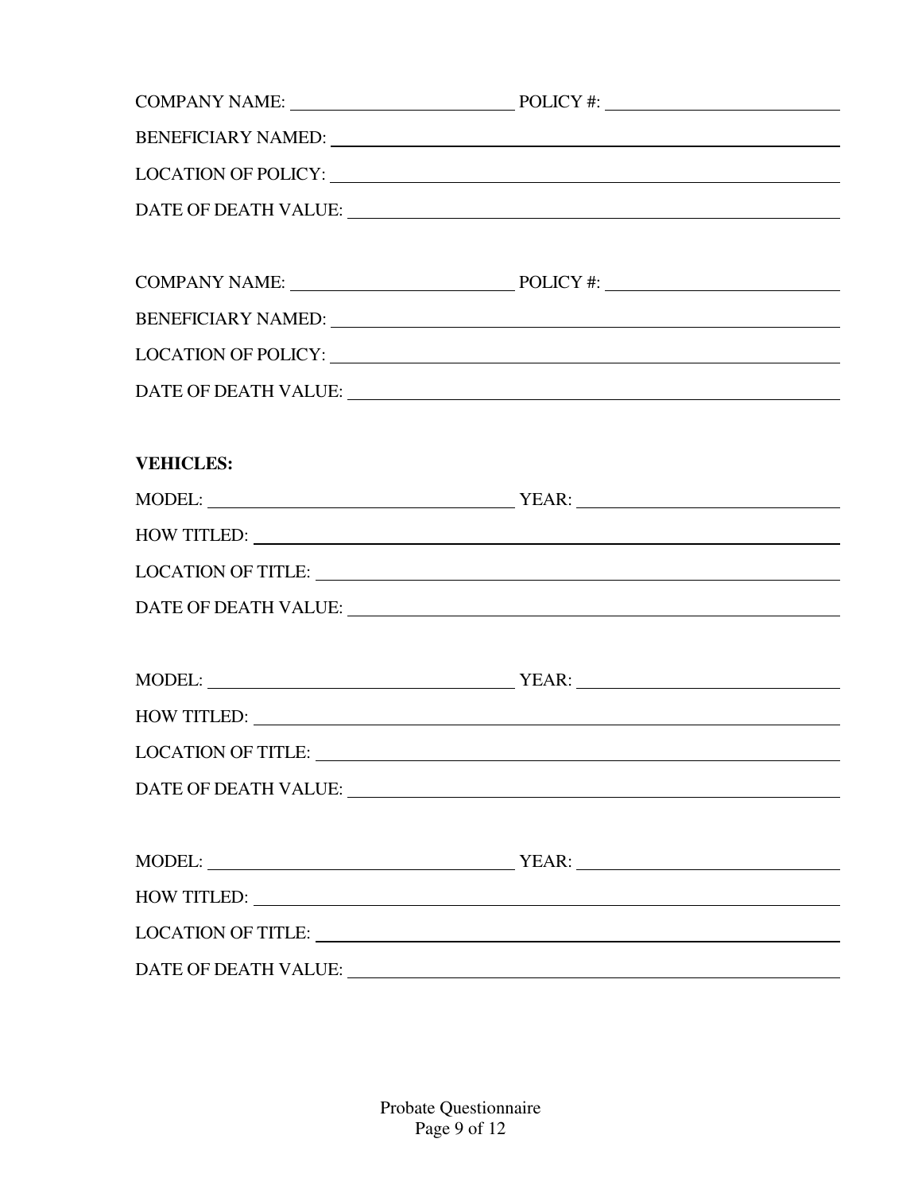COMPANY NAME: \_\_\_\_\_\_\_\_\_\_\_\_\_\_\_\_\_\_\_\_\_\_\_\_ POLICY #: \_\_\_\_\_\_\_\_\_\_\_\_\_\_\_\_\_\_\_\_\_\_\_\_

BENEFICIARY NAMED: \_\_\_\_\_\_\_\_\_\_\_\_\_\_\_\_\_\_\_\_\_\_\_\_\_\_\_\_\_\_\_\_\_\_\_\_\_\_\_\_\_\_\_\_

LOCATION OF POLICY: \_\_\_\_\_\_\_\_\_\_\_\_\_\_\_\_\_\_\_\_\_\_\_\_\_\_\_\_\_\_\_\_\_\_\_\_\_\_\_\_\_\_\_\_

DATE OF DEATH VALUE: \_\_\_\_\_\_\_\_\_\_\_\_\_\_\_\_\_\_\_\_\_\_\_\_\_\_\_\_\_\_\_\_\_\_\_\_\_\_\_\_\_\_\_

COMPANY NAME: \_\_\_\_\_\_\_\_\_\_\_\_\_\_\_\_\_\_\_\_\_\_\_\_ POLICY #: \_\_\_\_\_\_\_\_\_\_\_\_\_\_\_\_\_\_\_\_\_\_\_\_

BENEFICIARY NAMED: \_\_\_\_\_\_\_\_\_\_\_\_\_\_\_\_\_\_\_\_\_\_\_\_\_\_\_\_\_\_\_\_\_\_\_\_\_\_\_\_\_\_\_\_

LOCATION OF POLICY: \_\_\_\_\_\_\_\_\_\_\_\_\_\_\_\_\_\_\_\_\_\_\_\_\_\_\_\_\_\_\_\_\_\_\_\_\_\_\_\_\_\_\_\_

DATE OF DEATH VALUE: \_\_\_\_\_\_\_\_\_\_\_\_\_\_\_\_\_\_\_\_\_\_\_\_\_\_\_\_\_\_\_\_\_\_\_\_\_\_\_\_\_\_\_

**VEHICLES:**

MODEL: \_\_\_\_\_\_\_\_\_\_\_\_\_\_\_\_\_\_\_\_\_\_\_\_\_\_\_\_ YEAR: \_\_\_\_\_\_\_\_\_\_\_\_\_\_\_\_\_\_\_\_\_\_\_\_\_\_

HOW TITLED: \_\_\_\_\_\_\_\_\_\_\_\_\_\_\_\_\_\_\_\_\_\_\_\_\_\_\_\_\_\_\_\_\_\_\_\_\_\_\_\_\_\_\_\_\_\_\_\_\_\_\_

LOCATION OF TITLE: \_\_\_\_\_\_\_\_\_\_\_\_\_\_\_\_\_\_\_\_\_\_\_\_\_\_\_\_\_\_\_\_\_\_\_\_\_\_\_\_\_\_\_\_\_

DATE OF DEATH VALUE: \_\_\_\_\_\_\_\_\_\_\_\_\_\_\_\_\_\_\_\_\_\_\_\_\_\_\_\_\_\_\_\_\_\_\_\_\_\_\_\_\_\_\_

MODEL: \_\_\_\_\_\_\_\_\_\_\_\_\_\_\_\_\_\_\_\_\_\_\_\_\_\_\_\_ YEAR: \_\_\_\_\_\_\_\_\_\_\_\_\_\_\_\_\_\_\_\_\_\_\_\_\_\_

HOW TITLED: \_\_\_\_\_\_\_\_\_\_\_\_\_\_\_\_\_\_\_\_\_\_\_\_\_\_\_\_\_\_\_\_\_\_\_\_\_\_\_\_\_\_\_\_\_\_\_\_\_\_\_

LOCATION OF TITLE: \_\_\_\_\_\_\_\_\_\_\_\_\_\_\_\_\_\_\_\_\_\_\_\_\_\_\_\_\_\_\_\_\_\_\_\_\_\_\_\_\_\_\_\_\_

DATE OF DEATH VALUE: \_\_\_\_\_\_\_\_\_\_\_\_\_\_\_\_\_\_\_\_\_\_\_\_\_\_\_\_\_\_\_\_\_\_\_\_\_\_\_\_\_\_\_

MODEL: \_\_\_\_\_\_\_\_\_\_\_\_\_\_\_\_\_\_\_\_\_\_\_\_\_\_\_\_ YEAR: \_\_\_\_\_\_\_\_\_\_\_\_\_\_\_\_\_\_\_\_\_\_\_\_\_\_

HOW TITLED: \_\_\_\_\_\_\_\_\_\_\_\_\_\_\_\_\_\_\_\_\_\_\_\_\_\_\_\_\_\_\_\_\_\_\_\_\_\_\_\_\_\_\_\_\_\_\_\_\_\_\_

LOCATION OF TITLE: \_\_\_\_\_\_\_\_\_\_\_\_\_\_\_\_\_\_\_\_\_\_\_\_\_\_\_\_\_\_\_\_\_\_\_\_\_\_\_\_\_\_\_\_\_

DATE OF DEATH VALUE: \_\_\_\_\_\_\_\_\_\_\_\_\_\_\_\_\_\_\_\_\_\_\_\_\_\_\_\_\_\_\_\_\_\_\_\_\_\_\_\_\_\_\_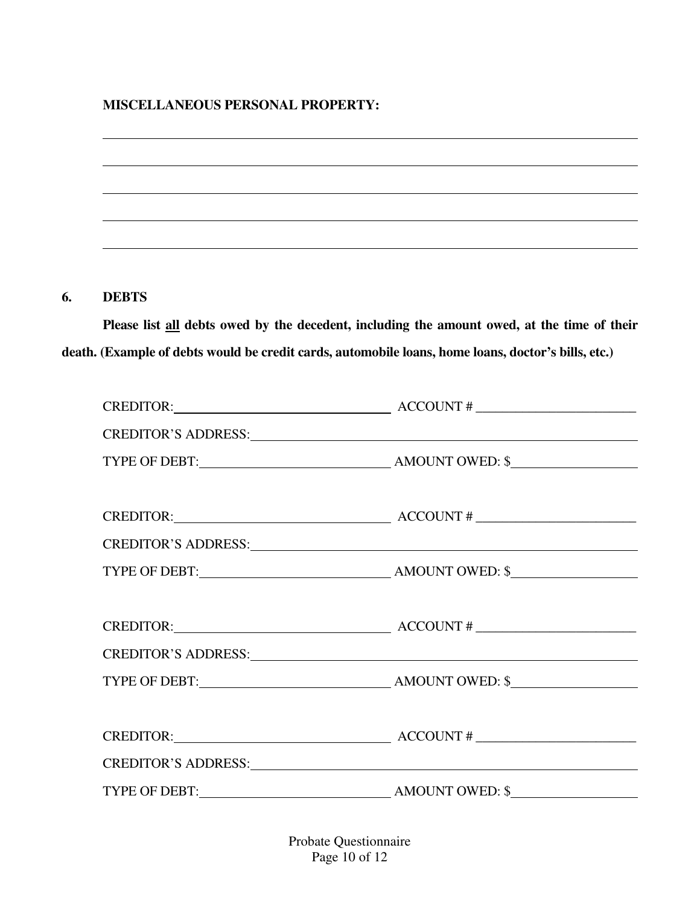**MISCELLANEOUS PERSONAL PROPERTY:**

______________________________________________________________________________

______________________________________________________________________________

______________________________________________________________________________

______________________________________________________________________________

______________________________________________________________________________

## 6. DEBTS

**Please list <u>all</u> debts owed by the decedent, including the amount owed, at the time of their death. (Example of debts would be credit cards, automobile loans, home loans, doctor's bills, etc.)**

CREDITOR:_______________________________ ACCOUNT # ______________________

CREDITOR'S ADDRESS:____________________________________________________

TYPE OF DEBT:___________________________ AMOUNT OWED: $__________________

CREDITOR:_______________________________ ACCOUNT # ______________________

CREDITOR'S ADDRESS:____________________________________________________

TYPE OF DEBT:___________________________ AMOUNT OWED: $__________________

CREDITOR:_______________________________ ACCOUNT # ______________________

CREDITOR'S ADDRESS:____________________________________________________

TYPE OF DEBT:___________________________ AMOUNT OWED: $__________________

CREDITOR:_______________________________ ACCOUNT # ______________________

CREDITOR'S ADDRESS:____________________________________________________

TYPE OF DEBT:___________________________ AMOUNT OWED: $__________________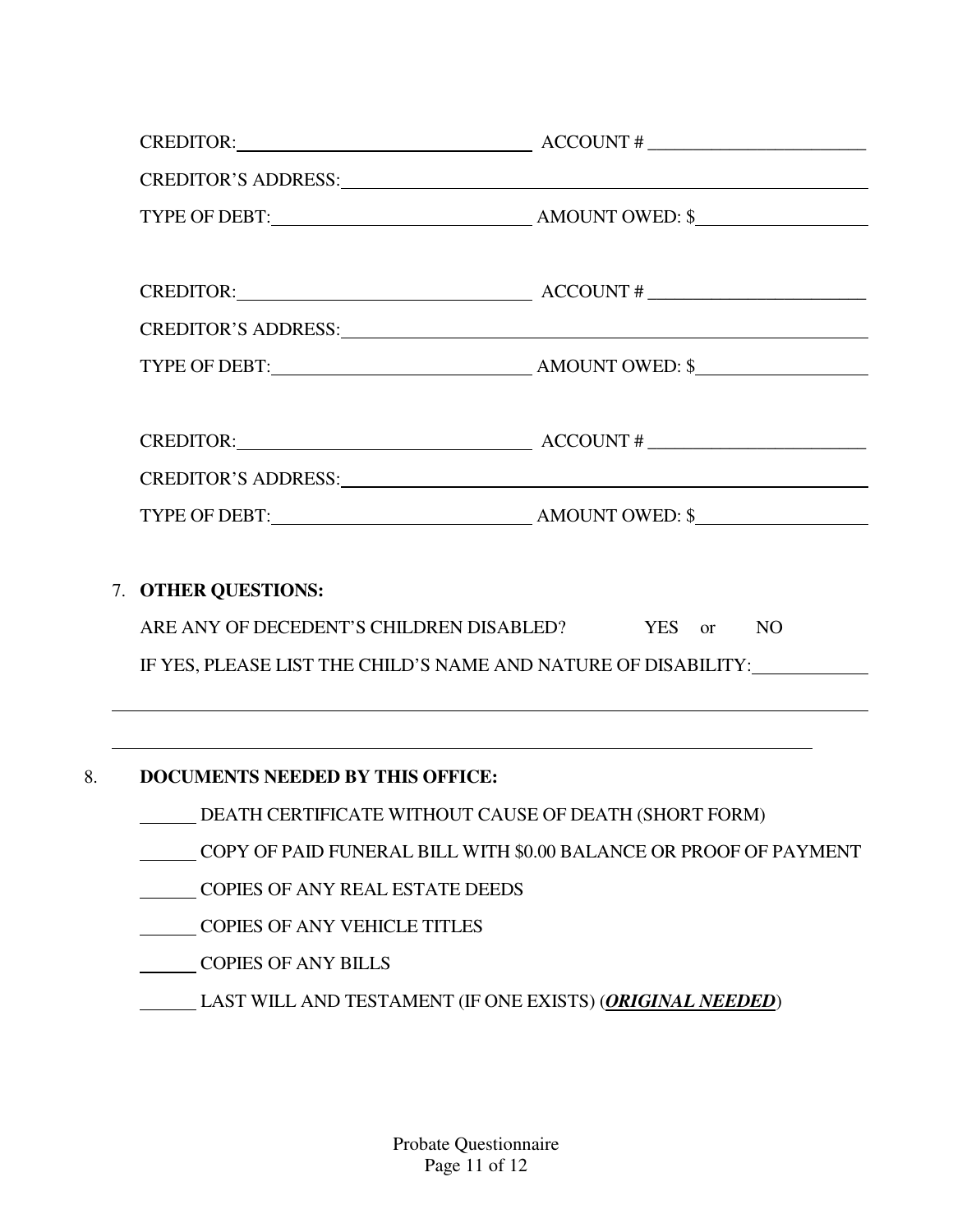CREDITOR:________________________ ACCOUNT # ________________________

CREDITOR'S ADDRESS:________________________________________________

TYPE OF DEBT:________________________ AMOUNT OWED: $__________________

CREDITOR:________________________ ACCOUNT # ________________________

CREDITOR'S ADDRESS:________________________________________________

TYPE OF DEBT:________________________ AMOUNT OWED: $__________________

CREDITOR:________________________ ACCOUNT # ________________________

CREDITOR'S ADDRESS:________________________________________________

TYPE OF DEBT:________________________ AMOUNT OWED: $__________________

7. **OTHER QUESTIONS:**

   ARE ANY OF DECEDENT'S CHILDREN DISABLED? YES or NO

   IF YES, PLEASE LIST THE CHILD'S NAME AND NATURE OF DISABILITY:____________

____________________________________________________________________________

____________________________________________________________________________

8. **DOCUMENTS NEEDED BY THIS OFFICE:**

   ______ DEATH CERTIFICATE WITHOUT CAUSE OF DEATH (SHORT FORM)

   ______ COPY OF PAID FUNERAL BILL WITH $0.00 BALANCE OR PROOF OF PAYMENT

   ______ COPIES OF ANY REAL ESTATE DEEDS

   ______ COPIES OF ANY VEHICLE TITLES

   ______ COPIES OF ANY BILLS

   ______ LAST WILL AND TESTAMENT (IF ONE EXISTS) (***ORIGINAL NEEDED***)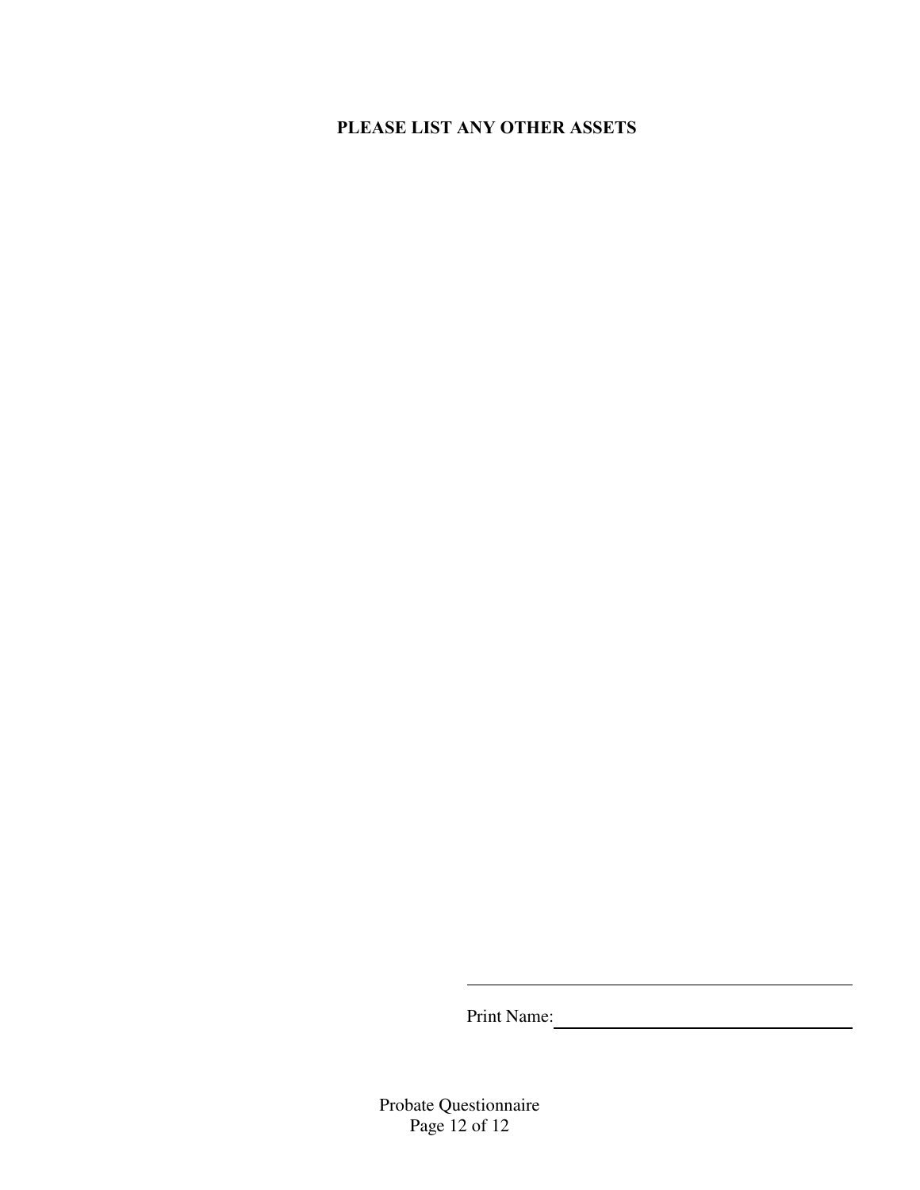**PLEASE LIST ANY OTHER ASSETS**

\_\_\_\_\_\_\_\_\_\_\_\_\_\_\_\_\_\_\_\_\_\_\_\_\_\_\_\_\_\_\_\_\_\_\_\_

Print Name: \_\_\_\_\_\_\_\_\_\_\_\_\_\_\_\_\_\_\_\_\_\_\_\_\_\_\_\_

Probate Questionnaire